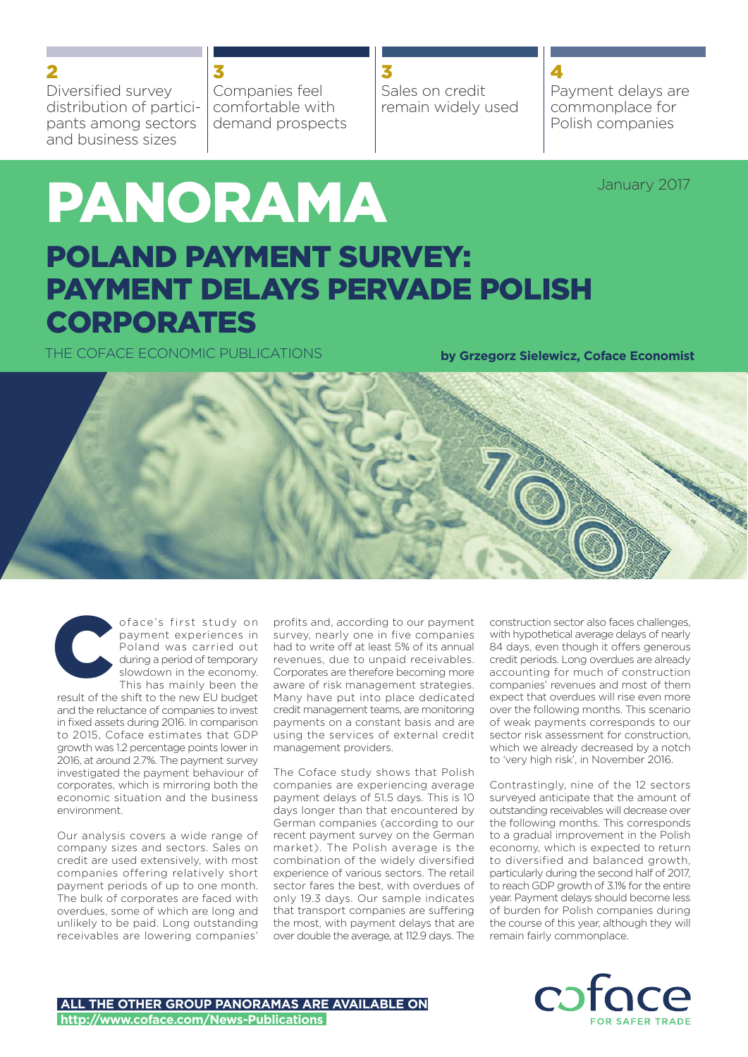**2** Diversified survey distribution of participants among sectors and business sizes

**3** Companies feel comfortable with demand prospects

**3** Sales on credit remain widely used

**4** Payment delays are commonplace for Polish companies

# PANORAMA

January 2017

## POLAND PAYMENT SURVEY: PAYMENT DELAYS PERVADE POLISH CORPORATES

THE COFACE ECONOMIC PUBLICATIONS

**by Grzegorz Sielewicz, Coface Economist**

Coface's first study on payment experiences in Poland was carried out during a period of temporary slowdown in the economy. This has mainly been the result of the shift to the new EU budget and the reluctance of companies to invest in fixed assets during 2016. In comparison to 2015, Coface estimates that GDP growth was 1.2 percentage points lower in 2016, at around 2.7%. The payment survey investigated the payment behaviour of corporates, which is mirroring both the economic situation and the business environment.

Our analysis covers a wide range of company sizes and sectors. Sales on credit are used extensively, with most companies offering relatively short payment periods of up to one month. The bulk of corporates are faced with overdues, some of which are long and unlikely to be paid. Long outstanding receivables are lowering companies' profits and, according to our payment survey, nearly one in five companies had to write off at least 5% of its annual revenues, due to unpaid receivables. Corporates are therefore becoming more aware of risk management strategies. Many have put into place dedicated credit management teams, are monitoring payments on a constant basis and are using the services of external credit management providers.

The Coface study shows that Polish companies are experiencing average payment delays of 51.5 days. This is 10 days longer than that encountered by German companies (according to our recent payment survey on the German market). The Polish average is the combination of the widely diversified experience of various sectors. The retail sector fares the best, with overdues of only 19.3 days. Our sample indicates that transport companies are suffering the most, with payment delays that are over double the average, at 112.9 days. The construction sector also faces challenges, with hypothetical average delays of nearly 84 days, even though it offers generous credit periods. Long overdues are already accounting for much of construction companies' revenues and most of them expect that overdues will rise even more over the following months. This scenario of weak payments corresponds to our sector risk assessment for construction, which we already decreased by a notch to 'very high risk', in November 2016.

Contrastingly, nine of the 12 sectors surveyed anticipate that the amount of outstanding receivables will decrease over the following months. This corresponds to a gradual improvement in the Polish economy, which is expected to return to diversified and balanced growth, particularly during the second half of 2017, to reach GDP growth of 3.1% for the entire year. Payment delays should become less of burden for Polish companies during the course of this year, although they will remain fairly commonplace.

**ALL THE OTHER GROUP PANORAMAS ARE AVAILABLE ON http://www.coface.com/News-Publications**

coface FOR SAFER TRADE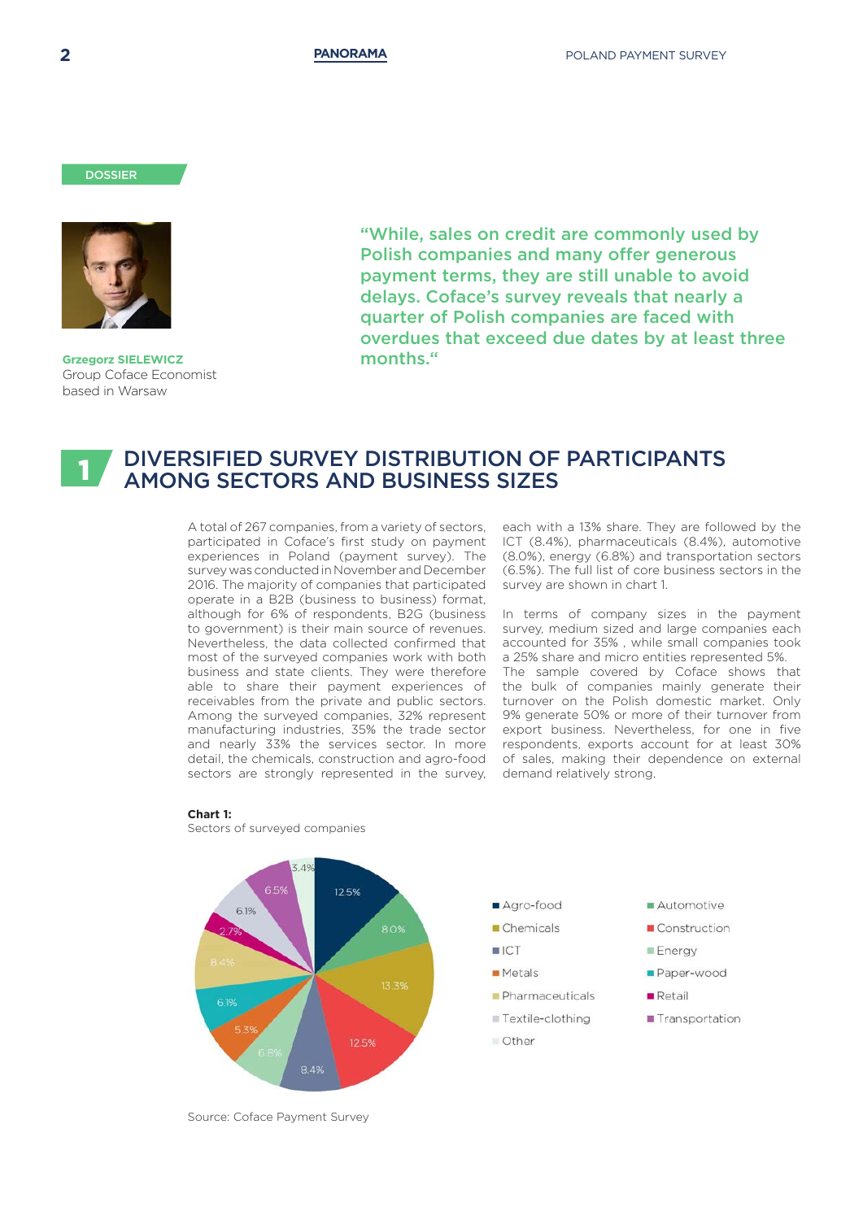DOSSIER

**Grzegorz SIELEWICZ**
Group Coface Economist
based in Warsaw

"While, sales on credit are commonly used by Polish companies and many offer generous payment terms, they are still unable to avoid delays. Coface's survey reveals that nearly a quarter of Polish companies are faced with overdues that exceed due dates by at least three months."

## 1 DIVERSIFIED SURVEY DISTRIBUTION OF PARTICIPANTS AMONG SECTORS AND BUSINESS SIZES

A total of 267 companies, from a variety of sectors, participated in Coface's first study on payment experiences in Poland (payment survey). The survey was conducted in November and December 2016. The majority of companies that participated operate in a B2B (business to business) format, although for 6% of respondents, B2G (business to government) is their main source of revenues. Nevertheless, the data collected confirmed that most of the surveyed companies work with both business and state clients. They were therefore able to share their payment experiences of receivables from the private and public sectors. Among the surveyed companies, 32% represent manufacturing industries, 35% the trade sector and nearly 33% the services sector. In more detail, the chemicals, construction and agro-food sectors are strongly represented in the survey, each with a 13% share. They are followed by the ICT (8.4%), pharmaceuticals (8.4%), automotive (8.0%), energy (6.8%) and transportation sectors (6.5%). The full list of core business sectors in the survey are shown in chart 1.

In terms of company sizes in the payment survey, medium sized and large companies each accounted for 35% , while small companies took a 25% share and micro entities represented 5%. The sample covered by Coface shows that the bulk of companies mainly generate their turnover on the Polish domestic market. Only 9% generate 50% or more of their turnover from export business. Nevertheless, for one in five respondents, exports account for at least 30% of sales, making their dependence on external demand relatively strong.

**Chart 1:**
Sectors of surveyed companies

| Sector | Share |
|---|---|
| Agro-food | 12.5% |
| Automotive | 8.0% |
| Chemicals | 13.3% |
| Construction | 12.5% |
| ICT | 8.4% |
| Energy | 6.8% |
| Metals | 5.3% |
| Paper-wood | 6.1% |
| Pharmaceuticals | 8.4% |
| Retail | 2.7% |
| Textile-clothing | 6.1% |
| Transportation | 6.5% |
| Other | 3.4% |

Source: Coface Payment Survey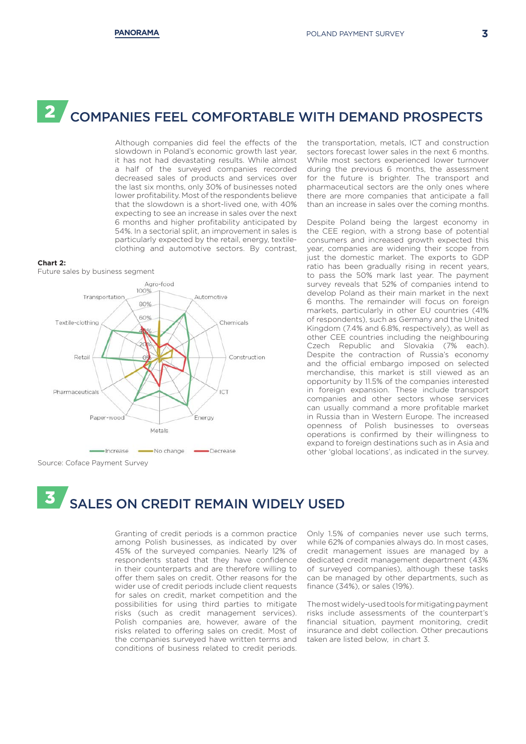## 2 COMPANIES FEEL COMFORTABLE WITH DEMAND PROSPECTS

Although companies did feel the effects of the slowdown in Poland's economic growth last year, it has not had devastating results. While almost a half of the surveyed companies recorded decreased sales of products and services over the last six months, only 30% of businesses noted lower profitability. Most of the respondents believe that the slowdown is a short-lived one, with 40% expecting to see an increase in sales over the next 6 months and higher profitability anticipated by 54%. In a sectorial split, an improvement in sales is particularly expected by the retail, energy, textile-clothing and automotive sectors. By contrast, the transportation, metals, ICT and construction sectors forecast lower sales in the next 6 months. While most sectors experienced lower turnover during the previous 6 months, the assessment for the future is brighter. The transport and pharmaceutical sectors are the only ones where there are more companies that anticipate a fall than an increase in sales over the coming months.

Despite Poland being the largest economy in the CEE region, with a strong base of potential consumers and increased growth expected this year, companies are widening their scope from just the domestic market. The exports to GDP ratio has been gradually rising in recent years, to pass the 50% mark last year. The payment survey reveals that 52% of companies intend to develop Poland as their main market in the next 6 months. The remainder will focus on foreign markets, particularly in other EU countries (41% of respondents), such as Germany and the United Kingdom (7.4% and 6.8%, respectively), as well as other CEE countries including the neighbouring Czech Republic and Slovakia (7% each). Despite the contraction of Russia's economy and the official embargo imposed on selected merchandise, this market is still viewed as an opportunity by 11.5% of the companies interested in foreign expansion. These include transport companies and other sectors whose services can usually command a more profitable market in Russia than in Western Europe. The increased openness of Polish businesses to overseas operations is confirmed by their willingness to expand to foreign destinations such as in Asia and other 'global locations', as indicated in the survey.

**Chart 2:**
Future sales by business segment

Source: Coface Payment Survey

## 3 SALES ON CREDIT REMAIN WIDELY USED

Granting of credit periods is a common practice among Polish businesses, as indicated by over 45% of the surveyed companies. Nearly 12% of respondents stated that they have confidence in their counterparts and are therefore willing to offer them sales on credit. Other reasons for the wider use of credit periods include client requests for sales on credit, market competition and the possibilities for using third parties to mitigate risks (such as credit management services). Polish companies are, however, aware of the risks related to offering sales on credit. Most of the companies surveyed have written terms and conditions of business related to credit periods. Only 1.5% of companies never use such terms, while 62% of companies always do. In most cases, credit management issues are managed by a dedicated credit management department (43% of surveyed companies), although these tasks can be managed by other departments, such as finance (34%), or sales (19%).

The most widely-used tools for mitigating payment risks include assessments of the counterpart's financial situation, payment monitoring, credit insurance and debt collection. Other precautions taken are listed below, in chart 3.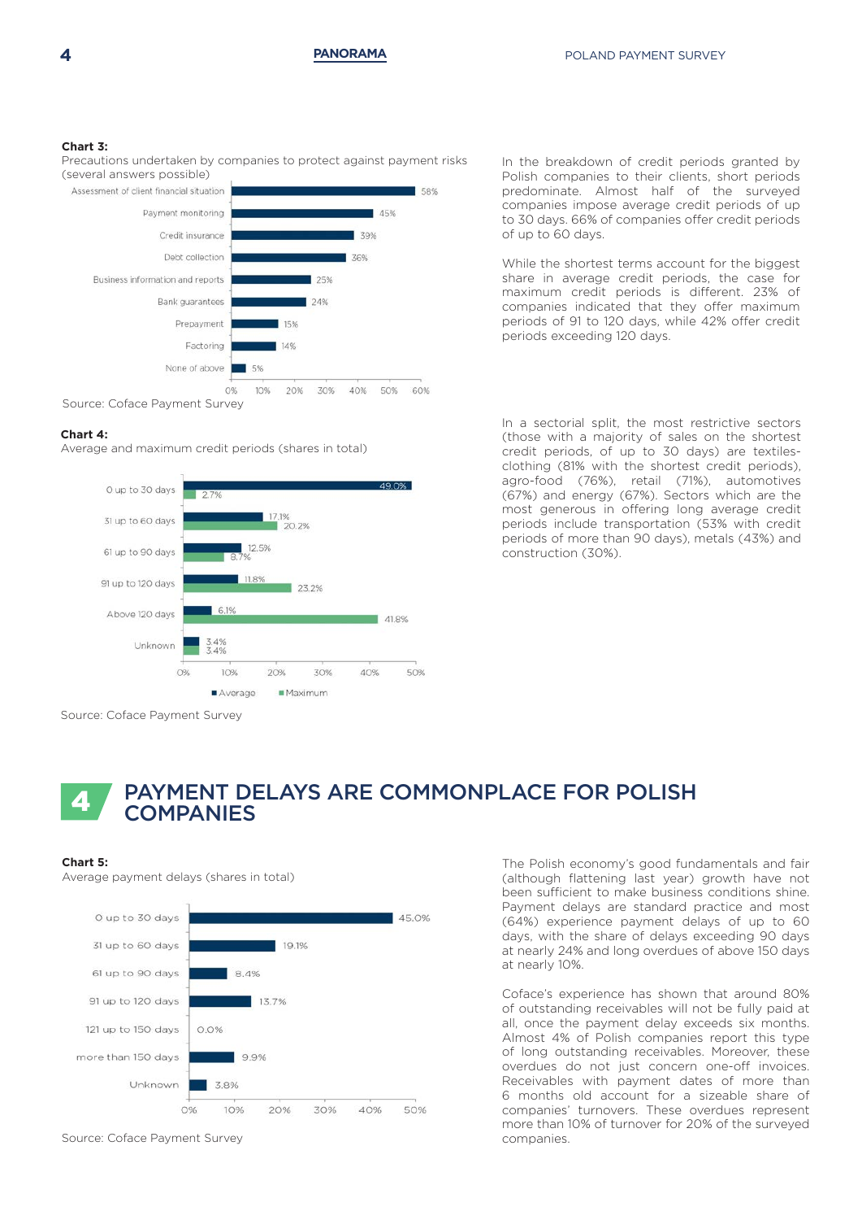**Chart 3:**
Precautions undertaken by companies to protect against payment risks (several answers possible)

| Precaution | Share |
|---|---|
| Assessment of client financial situation | 58% |
| Payment monitoring | 45% |
| Credit insurance | 39% |
| Debt collection | 36% |
| Business information and reports | 25% |
| Bank guarantees | 24% |
| Prepayment | 15% |
| Factoring | 14% |
| None of above | 5% |

Source: Coface Payment Survey

**Chart 4:**
Average and maximum credit periods (shares in total)

| Credit period | Average | Maximum |
|---|---|---|
| 0 up to 30 days | 49.0% | 2.7% |
| 31 up to 60 days | 17.1% | 20.2% |
| 61 up to 90 days | 12.5% | 8.7% |
| 91 up to 120 days | 11.8% | 23.2% |
| Above 120 days | 6.1% | 41.8% |
| Unknown | 3.4% | 3.4% |

Source: Coface Payment Survey

In the breakdown of credit periods granted by Polish companies to their clients, short periods predominate. Almost half of the surveyed companies impose average credit periods of up to 30 days. 66% of companies offer credit periods of up to 60 days.

While the shortest terms account for the biggest share in average credit periods, this is not the case for maximum credit periods is different. 23% of companies indicated that they offer maximum periods of 91 to 120 days, while 42% offer credit periods exceeding 120 days.

In a sectorial split, the most restrictive sectors (those with a majority of sales on the shortest credit periods, of up to 30 days) are textiles-clothing (81% with the shortest credit periods), agro-food (76%), retail (71%), automotives (67%) and energy (67%). Sectors which are the most generous in offering long average credit periods include transportation (53% with credit periods of more than 90 days), metals (43%) and construction (30%).

## 4 PAYMENT DELAYS ARE COMMONPLACE FOR POLISH COMPANIES

**Chart 5:**
Average payment delays (shares in total)

| Payment delay | Share |
|---|---|
| 0 up to 30 days | 45.0% |
| 31 up to 60 days | 19.1% |
| 61 up to 90 days | 8.4% |
| 91 up to 120 days | 13.7% |
| 121 up to 150 days | 0.0% |
| more than 150 days | 9.9% |
| Unknown | 3.8% |

Source: Coface Payment Survey

The Polish economy's good fundamentals and fair (although flattening last year) growth have not been sufficient to make business conditions shine. Payment delays are standard practice and most (64%) experience payment delays of up to 60 days, with the share of delays exceeding 90 days at nearly 24% and long overdues of above 150 days at nearly 10%.

Coface's experience has shown that around 80% of outstanding receivables will not be fully paid at all, once the payment delay exceeds six months. Almost 4% of Polish companies report this type of long outstanding receivables. Moreover, these overdues do not just concern one-off invoices. Receivables with payment dates of more than 6 months old account for a sizeable share of companies' turnovers. These overdues represent more than 10% of turnover for 20% of the surveyed companies.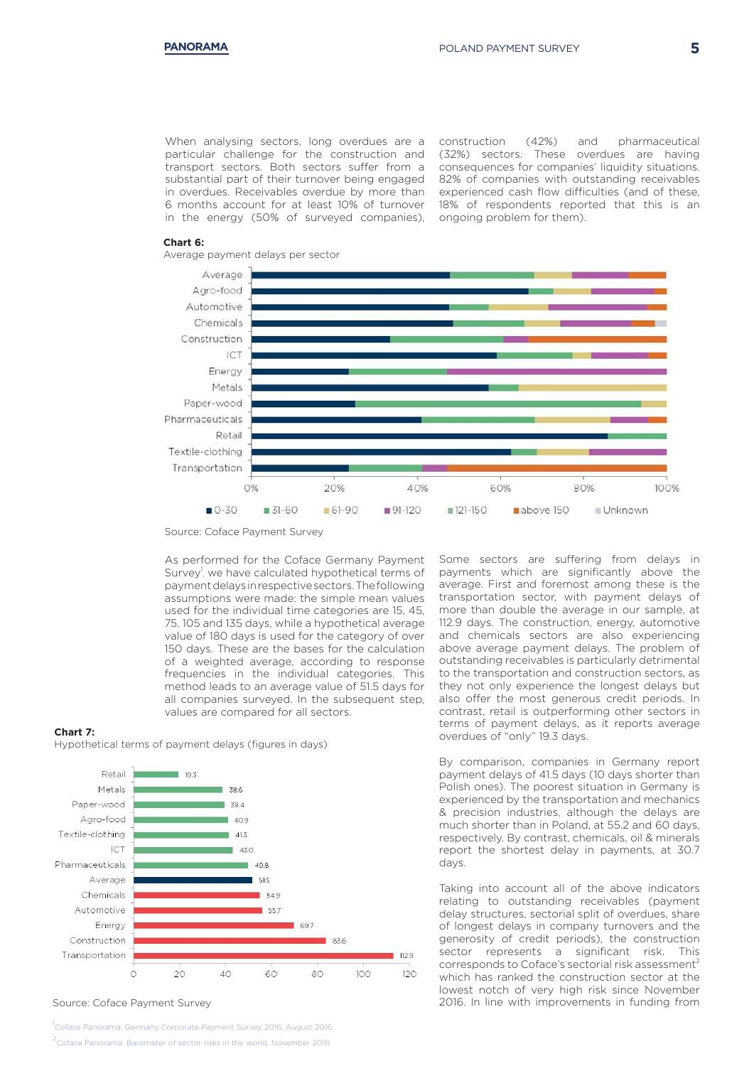When analysing sectors, long overdues are a particular challenge for the construction and transport sectors. Both sectors suffer from a substantial part of their turnover being engaged in overdues. Receivables overdue by more than 6 months account for at least 10% of turnover in the energy (50% of surveyed companies), construction (42%) and pharmaceutical (32%) sectors. These overdues are having consequences for companies' liquidity situations. 82% of companies with outstanding receivables experienced cash flow difficulties (and of these, 18% of respondents reported that this is an ongoing problem for them).

**Chart 6:**
Average payment delays per sector

Sectors: Average, Agro-food, Automotive, Chemicals, Construction, ICT, Energy, Metals, Paper-wood, Pharmaceuticals, Retail, Textile-clothing, Transportation

Axis: 0%, 20%, 40%, 60%, 80%, 100%

Legend: 0-30, 31-60, 61-90, 91-120, 121-150, above 150, Unknown

Source: Coface Payment Survey

As performed for the Coface Germany Payment Survey[1], we have calculated hypothetical terms of payment delays in respective sectors. The following assumptions were made: the simple mean values used for the individual time categories are 15, 45, 75, 105 and 135 days, while a hypothetical average value of 180 days is used for the category of over 150 days. These are the bases for the calculation of a weighted average, according to response frequencies in the individual categories. This method leads to an average value of 51.5 days for all companies surveyed. In the subsequent step, values are compared for all sectors.

**Chart 7:**
Hypothetical terms of payment delays (figures in days)

| Sector | Days |
|---|---|
| Retail | 19.3 |
| Metals | 38.6 |
| Paper-wood | 39.4 |
| Agro-food | 40.9 |
| Textile-clothing | 41.3 |
| ICT | 43.0 |
| Pharmaceuticals | 49.8 |
| Average | 51.5 |
| Chemicals | 54.9 |
| Automotive | 55.7 |
| Energy | 69.7 |
| Construction | 83.6 |
| Transportation | 112.9 |

Source: Coface Payment Survey

Some sectors are suffering from delays in payments which are significantly above the average. First and foremost among these is the transportation sector, with payment delays of more than double the average in our sample, at 112.9 days. The construction, energy, automotive and chemicals sectors are also experiencing above average payment delays. The problem of outstanding receivables is particularly detrimental to the transportation and construction sectors, as they not only experience the longest delays but also offer the most generous credit periods. In contrast, retail is outperforming other sectors in terms of payment delays, as it reports average overdues of "only" 19.3 days.

By comparison, companies in Germany report payment delays of 41.5 days (10 days shorter than Polish ones). The poorest situation in Germany is experienced by the transportation and mechanics & precision industries, although the delays are much shorter than in Poland, at 55.2 and 60 days, respectively. By contrast, chemicals, oil & minerals report the shortest delay in payments, at 30.7 days.

Taking into account all of the above indicators relating to outstanding receivables (payment delay structures, sectorial split of overdues, share of longest delays in company turnovers and the generosity of credit periods), the construction sector represents a significant risk. This corresponds to Coface's sectorial risk assessment[2] which has ranked the construction sector at the lowest notch of very high risk since November 2016. In line with improvements in funding from

[1] Coface Panorama: Germany Corporate Payment Survey 2016, August 2016

[2] Coface Panorama: Barometer of sector risks in the world, November 2016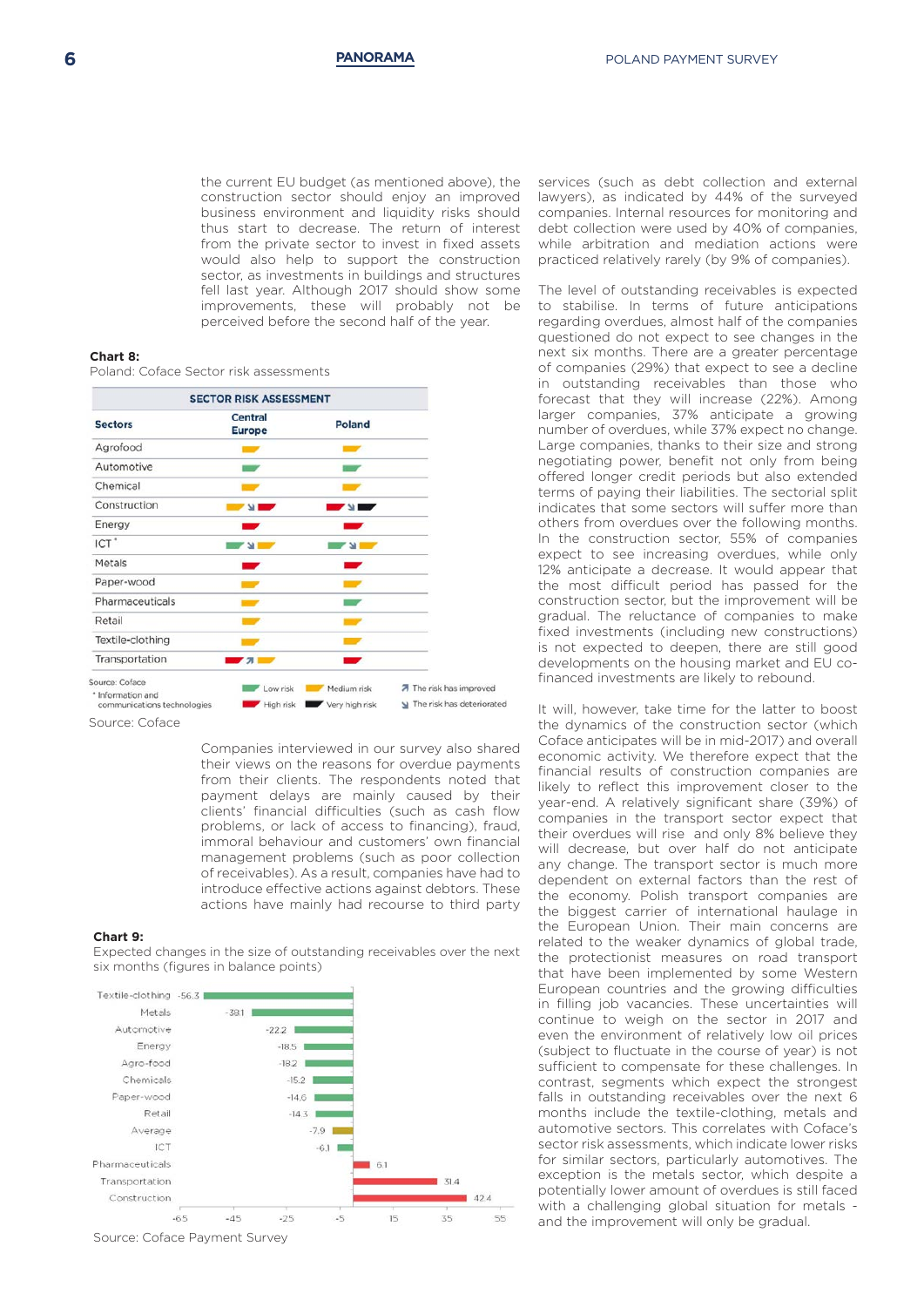the current EU budget (as mentioned above), the construction sector should enjoy an improved business environment and liquidity risks should thus start to decrease. The return of interest from the private sector to invest in fixed assets would also help to support the construction sector, as investments in buildings and structures fell last year. Although 2017 should show some improvements, these will probably not be perceived before the second half of the year.

**Chart 8:**
Poland: Coface Sector risk assessments

| Sectors | Central Europe | Poland |
|---|---|---|
| Agrofood | Medium risk | Medium risk |
| Automotive | Low risk | Low risk |
| Chemical | Medium risk | Medium risk |
| Construction | Medium risk ↘ High risk | High risk ↘ Very high risk |
| Energy | High risk | High risk |
| ICT* | Low risk ↘ Medium risk | Low risk ↘ Medium risk |
| Metals | High risk | High risk |
| Paper-wood | Medium risk | Medium risk |
| Pharmaceuticals | Medium risk | Low risk |
| Retail | Medium risk | Medium risk |
| Textile-clothing | Medium risk | Medium risk |
| Transportation | High risk ↗ Medium risk | High risk |

Source: Coface
* Information and communications technologies

Legend: Low risk; Medium risk; High risk; Very high risk; ↗ The risk has improved; ↘ The risk has deteriorated

Source: Coface

Companies interviewed in our survey also shared their views on the reasons for overdue payments from their clients. The respondents noted that payment delays are mainly caused by their clients' financial difficulties (such as cash flow problems, or lack of access to financing), fraud, immoral behaviour and customers' own financial management problems (such as poor collection of receivables). As a result, companies have had to introduce effective actions against debtors. These actions have mainly had recourse to third party

**Chart 9:**
Expected changes in the size of outstanding receivables over the next six months (figures in balance points)

| Sector | Balance points |
|---|---|
| Textile-clothing | -56.3 |
| Metals | -38.1 |
| Automotive | -22.2 |
| Energy | -18.5 |
| Agro-food | -18.2 |
| Chemicals | -15.2 |
| Paper-wood | -14.6 |
| Retail | -14.3 |
| Average | -7.9 |
| ICT | -6.1 |
| Pharmaceuticals | 6.1 |
| Transportation | 31.4 |
| Construction | 42.4 |

Source: Coface Payment Survey

services (such as debt collection and external lawyers), as indicated by 44% of the surveyed companies. Internal resources for monitoring and debt collection were used by 40% of companies, while arbitration and mediation actions were practiced relatively rarely (by 9% of companies).

The level of outstanding receivables is expected to stabilise. In terms of future anticipations regarding overdues, almost half of the companies questioned do not expect to see changes in the next six months. There are a greater percentage of companies (29%) that expect to see a decline in outstanding receivables than those who forecast that they will increase (22%). Among larger companies, 37% anticipate a growing number of overdues, while 37% expect no change. Large companies, thanks to their size and strong negotiating power, benefit not only from being offered longer credit periods but also extended terms of paying their liabilities. The sectorial split indicates that some sectors will suffer more than others from overdues over the following months. In the construction sector, 55% of companies expect to see increasing overdues, while only 12% anticipate a decrease. It would appear that the most difficult period has passed for the construction sector, but the improvement will be gradual. The reluctance of companies to make fixed investments (including new constructions) is not expected to deepen, there are still good developments on the housing market and EU co-financed investments are likely to rebound.

It will, however, take time for the latter to boost the dynamics of the construction sector (which Coface anticipates will be in mid-2017) and overall economic activity. We therefore expect that the financial results of construction companies are likely to reflect this improvement closer to the year-end. A relatively significant share (39%) of companies in the transport sector expect that their overdues will rise and only 8% believe they will decrease, but over half do not anticipate any change. The transport sector is much more dependent on external factors than the rest of the economy. Polish transport companies are the biggest carrier of international haulage in the European Union. Their main concerns are related to the weaker dynamics of global trade, the protectionist measures on road transport that have been implemented by some Western European countries and the growing difficulties in filling job vacancies. These uncertainties will continue to weigh on the sector in 2017 and even the environment of relatively low oil prices (subject to fluctuate in the course of year) is not sufficient to compensate for these challenges. In contrast, segments which expect the strongest falls in outstanding receivables over the next 6 months include the textile-clothing, metals and automotive sectors. This correlates with Coface's sector risk assessments, which indicate lower risks for similar sectors, particularly automotives. The exception is the metals sector, which despite a potentially lower amount of overdues is still faced with a challenging global situation for metals - and the improvement will only be gradual.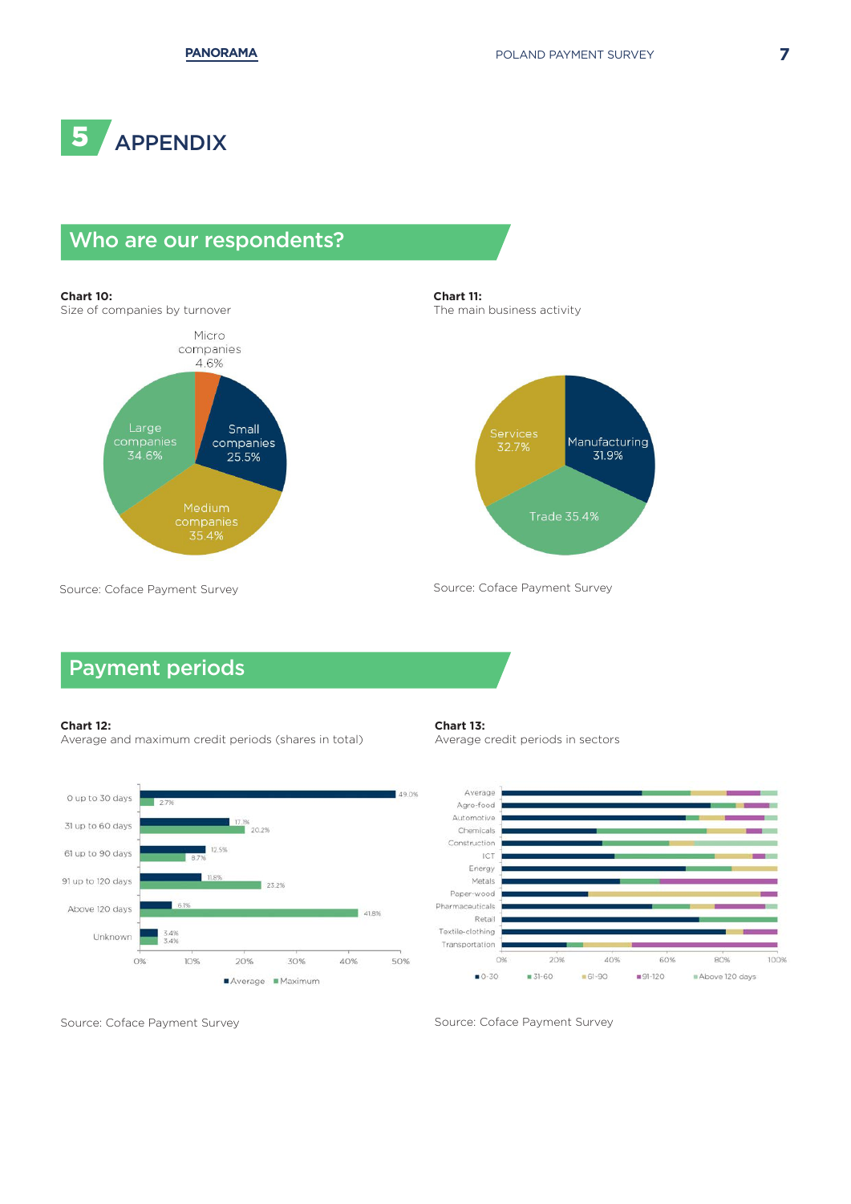# 5 APPENDIX

## Who are our respondents?

**Chart 10:**
Size of companies by turnover

| Size | Share |
|---|---|
| Micro companies | 4.6% |
| Small companies | 25.5% |
| Medium companies | 35.4% |
| Large companies | 34.6% |

Source: Coface Payment Survey

**Chart 11:**
The main business activity

| Activity | Share |
|---|---|
| Manufacturing | 31.9% |
| Trade | 35.4% |
| Services | 32.7% |

Source: Coface Payment Survey

## Payment periods

**Chart 12:**
Average and maximum credit periods (shares in total)

| | Average | Maximum |
|---|---|---|
| 0 up to 30 days | 49.0% | 2.7% |
| 31 up to 60 days | 17.1% | 20.2% |
| 61 up to 90 days | 12.5% | 8.7% |
| 91 up to 120 days | 11.8% | 23.2% |
| Above 120 days | 6.1% | 41.8% |
| Unknown | 3.4% | 3.4% |

Source: Coface Payment Survey

**Chart 13:**
Average credit periods in sectors

Sectors: Average, Agro-food, Automotive, Chemicals, Construction, ICT, Energy, Metals, Paper-wood, Pharmaceuticals, Retail, Textile-clothing, Transportation

Legend: 0-30, 31-60, 61-90, 91-120, Above 120 days

Source: Coface Payment Survey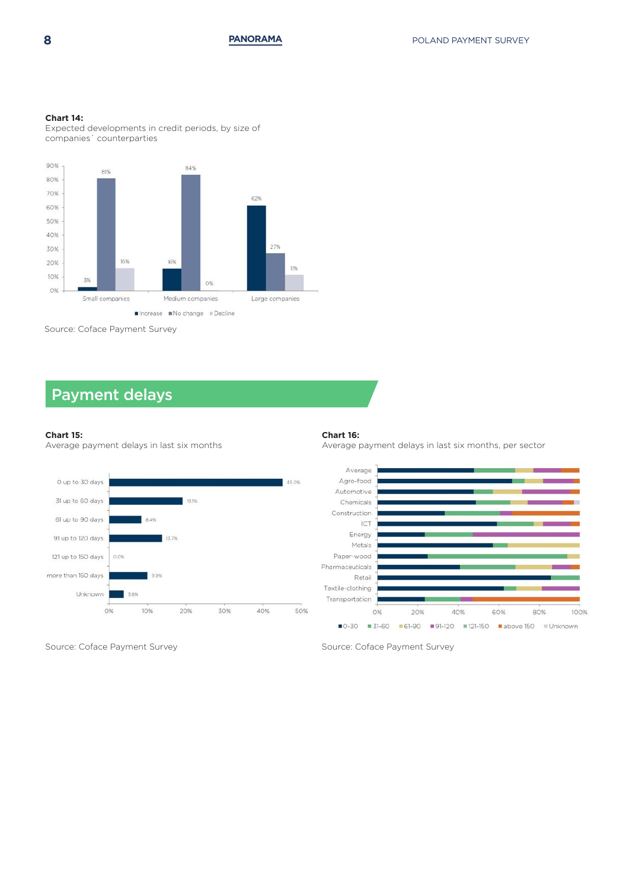**Chart 14:**
Expected developments in credit periods, by size of companies´ counterparties

| | Increase | No change | Decline |
|---|---|---|---|
| Small companies | 3% | 81% | 16% |
| Medium companies | 16% | 84% | 0% |
| Large companies | 62% | 27% | 11% |

Source: Coface Payment Survey

## Payment delays

**Chart 15:**
Average payment delays in last six months

| | |
|---|---|
| 0 up to 30 days | 45.0% |
| 31 up to 60 days | 19.1% |
| 61 up to 90 days | 8.4% |
| 91 up to 120 days | 13.7% |
| 121 up to 150 days | 0.0% |
| more than 150 days | 9.9% |
| Unknown | 3.8% |

Source: Coface Payment Survey

**Chart 16:**
Average payment delays in last six months, per sector

Sectors: Average, Agro-food, Automotive, Chemicals, Construction, ICT, Energy, Metals, Paper-wood, Pharmaceuticals, Retail, Textile-clothing, Transportation

Legend: 0-30, 31-60, 61-90, 91-120, 121-150, above 150, Unknown

Source: Coface Payment Survey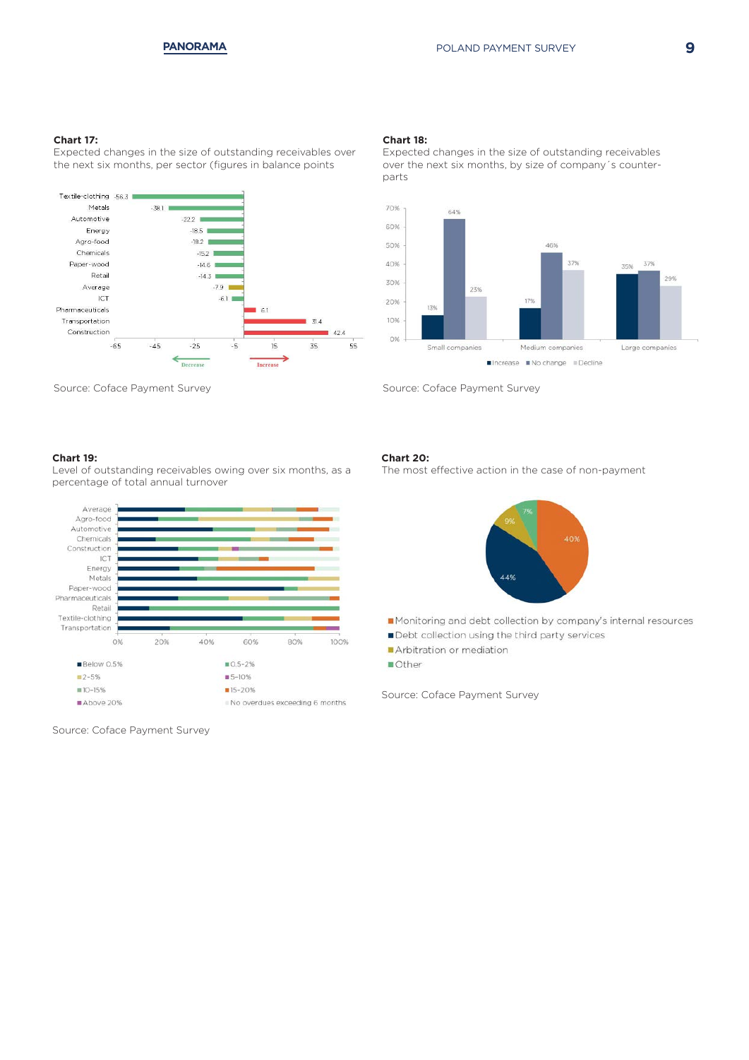**Chart 17:**
Expected changes in the size of outstanding receivables over the next six months, per sector (figures in balance points

| Sector | Balance points |
|---|---|
| Textile-clothing | -56.3 |
| Metals | -38.1 |
| Automotive | -22.2 |
| Energy | -18.5 |
| Agro-food | -18.2 |
| Chemicals | -15.2 |
| Paper-wood | -14.6 |
| Retail | -14.3 |
| Average | -7.9 |
| ICT | -6.1 |
| Pharmaceuticals | 6.1 |
| Transportation | 31.4 |
| Construction | 42.4 |

Decrease ← → Increase

Source: Coface Payment Survey

**Chart 18:**
Expected chages in the size of outstanding receivables over the next six months, by size of company´s counter-parts

| | Increase | No change | Decline |
|---|---|---|---|
| Small companies | 13% | 64% | 23% |
| Medium companies | 17% | 46% | 37% |
| Large companies | 35% | 37% | 29% |

Source: Coface Payment Survey

**Chart 19:**
Level of outstanding receivables owing over six months, as a percentage of total annual turnover

Sectors: Average, Agro-food, Automotive, Chemicals, Construction, ICT, Energy, Metals, Paper-wood, Pharmaceuticals, Retail, Textile-clothing, Transportation

Legend: Below 0.5%; 0.5-2%; 2-5%; 5-10%; 10-15%; 15-20%; Above 20%; No overdues exceeding 6 months

Source: Coface Payment Survey

**Chart 20:**
The most effective action in the case of non-payment

| Action | Share |
|---|---|
| Monitoring and debt collection by company's internal resources | 40% |
| Debt collection using the third party services | 44% |
| Arbitration or mediation | 9% |
| Other | 7% |

Source: Coface Payment Survey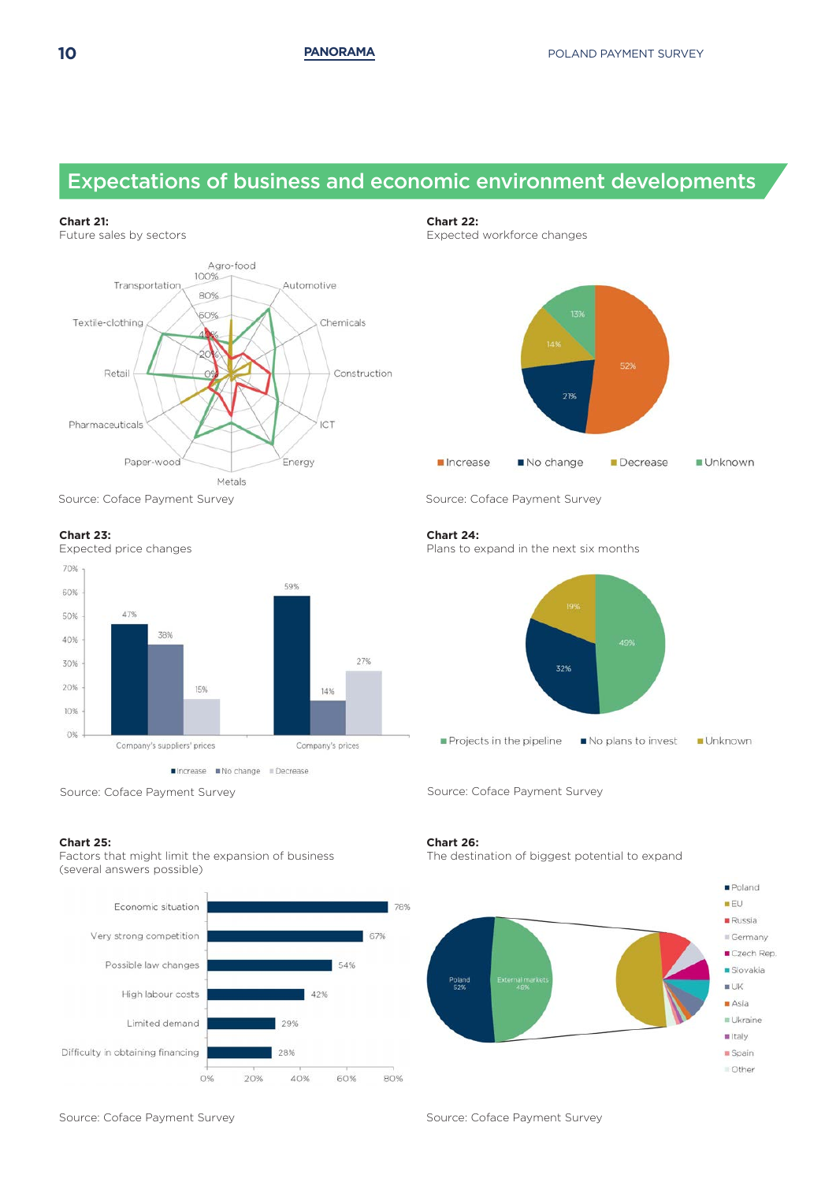## Expectations of business and economic environment developments

**Chart 21:**
Future sales by sectors

Agro-food, Automotive, Chemicals, Construction, ICT, Energy, Metals, Paper-wood, Pharmaceuticals, Retail, Textile-clothing, Transportation

0%, 20%, 40%, 60%, 80%, 100%

Source: Coface Payment Survey

**Chart 22:**
Expected workforce changes

| Category | Share |
|---|---|
| Increase | 52% |
| No change | 21% |
| Decrease | 14% |
| Unknown | 13% |

Source: Coface Payment Survey

**Chart 23:**
Expected price changes

| | Increase | No change | Decrease |
|---|---|---|---|
| Company's suppliers' prices | 47% | 38% | 15% |
| Company's prices | 59% | 14% | 27% |

Source: Coface Payment Survey

**Chart 24:**
Plans to expand in the next six months

| Category | Share |
|---|---|
| Projects in the pipeline | 49% |
| No plans to invest | 32% |
| Unknown | 19% |

Source: Coface Payment Survey

**Chart 25:**
Factors that might limit the expansion of business
(several answers possible)

| Factor | Share |
|---|---|
| Economic situation | 78% |
| Very strong competition | 67% |
| Possible law changes | 54% |
| High labour costs | 42% |
| Limited demand | 29% |
| Difficulty in obtaining financing | 28% |

Source: Coface Payment Survey

**Chart 26:**
The destination of biggest potential to expand

Poland 52%, External markets 48%

External markets: EU, Russia, Germany, Czech Rep., Slovakia, UK, Asia, Ukraine, Italy, Spain, Other

Source: Coface Payment Survey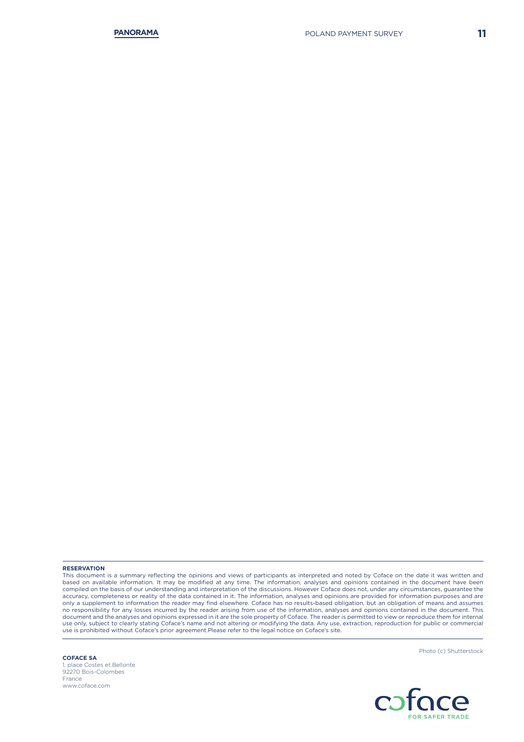**RESERVATION**

This document is a summary reflecting the opinions and views of participants as interpreted and noted by Coface on the date it was written and based on available information. It may be modified at any time. The information, analyses and opinions contained in the document have been compiled on the basis of our understanding and interpretation of the discussions. However Coface does not, under any circumstances, guarantee the accuracy, completeness or reality of the data contained in it. The information, analyses and opinions are provided for information purposes and are only a supplement to information the reader may find elsewhere. Coface has no results-based obligation, but an obligation of means and assumes no responsibility for any losses incurred by the reader arising from use of the information, analyses and opinions contained in the document. This document and the analyses and opinions expressed in it are the sole property of Coface. The reader is permitted to view or reproduce them for internal use only, subject to clearly stating Coface's name and not altering or modifying the data. Any use, extraction, reproduction for public or commercial use is prohibited without Coface's prior agreement.Please refer to the legal notice on Coface's site.

Photo (c) Shutterstock

**COFACE SA**
1, place Costes et Bellonte
92270 Bois-Colombes
France
www.coface.com

coface
FOR SAFER TRADE